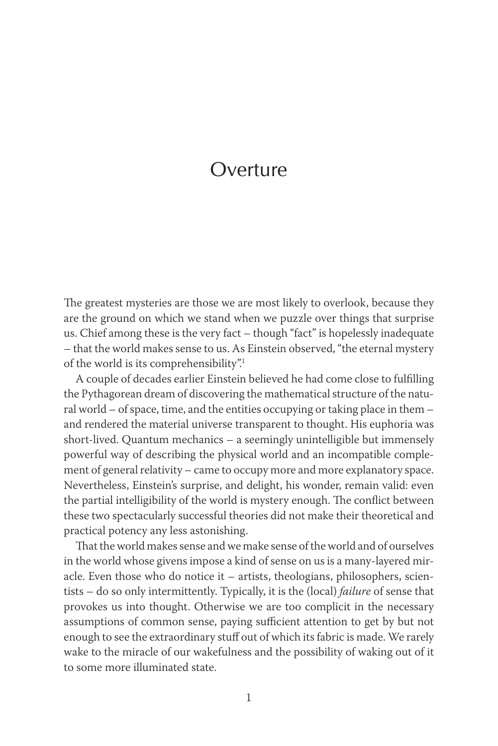# Overture

The greatest mysteries are those we are most likely to overlook, because they are the ground on which we stand when we puzzle over things that surprise us. Chief among these is the very fact – though "fact" is hopelessly inadequate – that the world makes sense to us. As Einstein observed, "the eternal mystery of the world is its comprehensibility".[1]

A couple of decades earlier Einstein believed he had come close to fulfilling the Pythagorean dream of discovering the mathematical structure of the natural world – of space, time, and the entities occupying or taking place in them – and rendered the material universe transparent to thought. His euphoria was short-lived. Quantum mechanics – a seemingly unintelligible but immensely powerful way of describing the physical world and an incompatible complement of general relativity – came to occupy more and more explanatory space. Nevertheless, Einstein's surprise, and delight, his wonder, remain valid: even the partial intelligibility of the world is mystery enough. The conflict between these two spectacularly successful theories did not make their theoretical and practical potency any less astonishing.

That the world makes sense and we make sense of the world and of ourselves in the world whose givens impose a kind of sense on us is a many-layered miracle. Even those who do notice it – artists, theologians, philosophers, scientists – do so only intermittently. Typically, it is the (local) *failure* of sense that provokes us into thought. Otherwise we are too complicit in the necessary assumptions of common sense, paying sufficient attention to get by but not enough to see the extraordinary stuff out of which its fabric is made. We rarely wake to the miracle of our wakefulness and the possibility of waking out of it to some more illuminated state.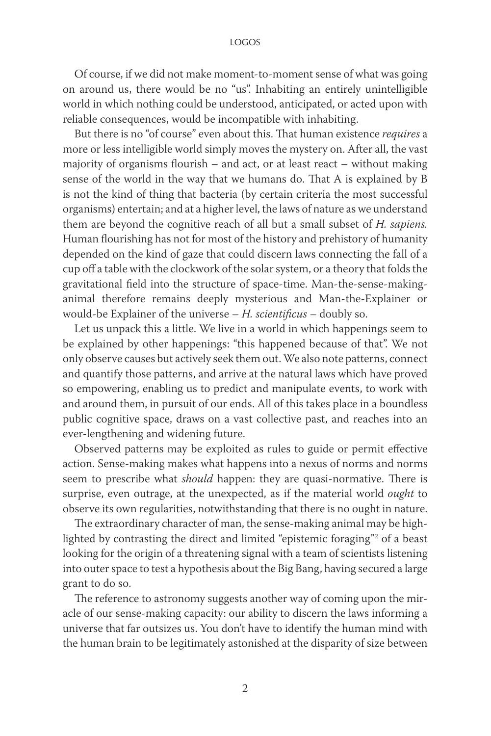Of course, if we did not make moment-to-moment sense of what was going on around us, there would be no "us". Inhabiting an entirely unintelligible world in which nothing could be understood, anticipated, or acted upon with reliable consequences, would be incompatible with inhabiting.

But there is no "of course" even about this. That human existence *requires* a more or less intelligible world simply moves the mystery on. After all, the vast majority of organisms flourish – and act, or at least react – without making sense of the world in the way that we humans do. That A is explained by B is not the kind of thing that bacteria (by certain criteria the most successful organisms) entertain; and at a higher level, the laws of nature as we understand them are beyond the cognitive reach of all but a small subset of *H. sapiens.* Human flourishing has not for most of the history and prehistory of humanity depended on the kind of gaze that could discern laws connecting the fall of a cup off a table with the clockwork of the solar system, or a theory that folds the gravitational field into the structure of space-time. Man-the-sense-making-animal therefore remains deeply mysterious and Man-the-Explainer or would-be Explainer of the universe – *H. scientificus* – doubly so.

Let us unpack this a little. We live in a world in which happenings seem to be explained by other happenings: "this happened because of that". We not only observe causes but actively seek them out. We also note patterns, connect and quantify those patterns, and arrive at the natural laws which have proved so empowering, enabling us to predict and manipulate events, to work with and around them, in pursuit of our ends. All of this takes place in a boundless public cognitive space, draws on a vast collective past, and reaches into an ever-lengthening and widening future.

Observed patterns may be exploited as rules to guide or permit effective action. Sense-making makes what happens into a nexus of norms and norms seem to prescribe what *should* happen: they are quasi-normative. There is surprise, even outrage, at the unexpected, as if the material world *ought* to observe its own regularities, notwithstanding that there is no ought in nature.

The extraordinary character of man, the sense-making animal may be highlighted by contrasting the direct and limited "epistemic foraging"[2] of a beast looking for the origin of a threatening signal with a team of scientists listening into outer space to test a hypothesis about the Big Bang, having secured a large grant to do so.

The reference to astronomy suggests another way of coming upon the miracle of our sense-making capacity: our ability to discern the laws informing a universe that far outsizes us. You don't have to identify the human mind with the human brain to be legitimately astonished at the disparity of size between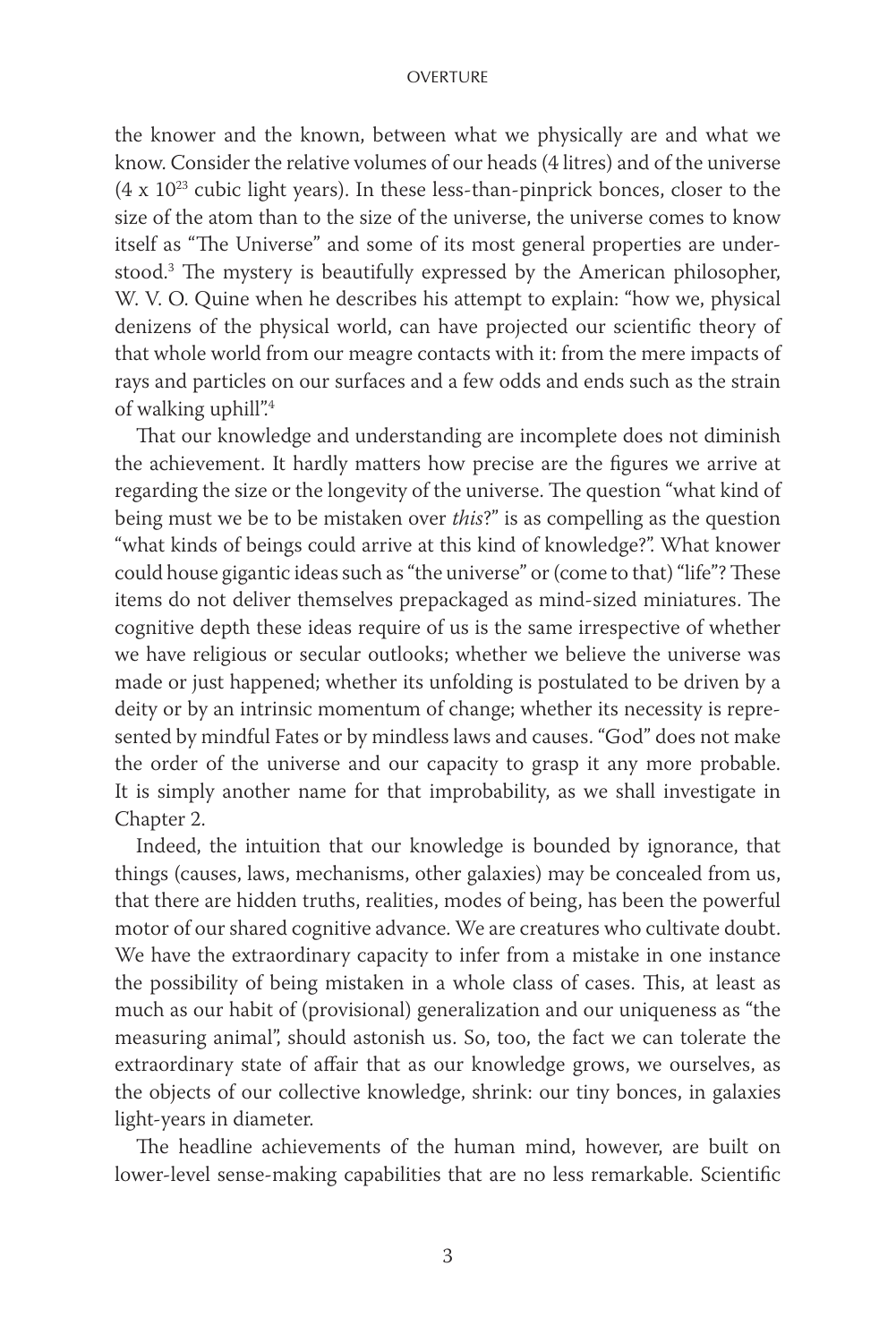the knower and the known, between what we physically are and what we know. Consider the relative volumes of our heads (4 litres) and of the universe ($4 \times 10^{23}$ cubic light years). In these less-than-pinprick bonces, closer to the size of the atom than to the size of the universe, the universe comes to know itself as "The Universe" and some of its most general properties are understood.[3] The mystery is beautifully expressed by the American philosopher, W. V. O. Quine when he describes his attempt to explain: "how we, physical denizens of the physical world, can have projected our scientific theory of that whole world from our meagre contacts with it: from the mere impacts of rays and particles on our surfaces and a few odds and ends such as the strain of walking uphill".[4]

That our knowledge and understanding are incomplete does not diminish the achievement. It hardly matters how precise are the figures we arrive at regarding the size or the longevity of the universe. The question "what kind of being must we be to be mistaken over *this*?" is as compelling as the question "what kinds of beings could arrive at this kind of knowledge?". What knower could house gigantic ideas such as "the universe" or (come to that) "life"? These items do not deliver themselves prepackaged as mind-sized miniatures. The cognitive depth these ideas require of us is the same irrespective of whether we have religious or secular outlooks; whether we believe the universe was made or just happened; whether its unfolding is postulated to be driven by a deity or by an intrinsic momentum of change; whether its necessity is represented by mindful Fates or by mindless laws and causes. "God" does not make the order of the universe and our capacity to grasp it any more probable. It is simply another name for that improbability, as we shall investigate in Chapter 2.

Indeed, the intuition that our knowledge is bounded by ignorance, that things (causes, laws, mechanisms, other galaxies) may be concealed from us, that there are hidden truths, realities, modes of being, has been the powerful motor of our shared cognitive advance. We are creatures who cultivate doubt. We have the extraordinary capacity to infer from a mistake in one instance the possibility of being mistaken in a whole class of cases. This, at least as much as our habit of (provisional) generalization and our uniqueness as "the measuring animal", should astonish us. So, too, the fact we can tolerate the extraordinary state of affair that as our knowledge grows, we ourselves, as the objects of our collective knowledge, shrink: our tiny bonces, in galaxies light-years in diameter.

The headline achievements of the human mind, however, are built on lower-level sense-making capabilities that are no less remarkable. Scientific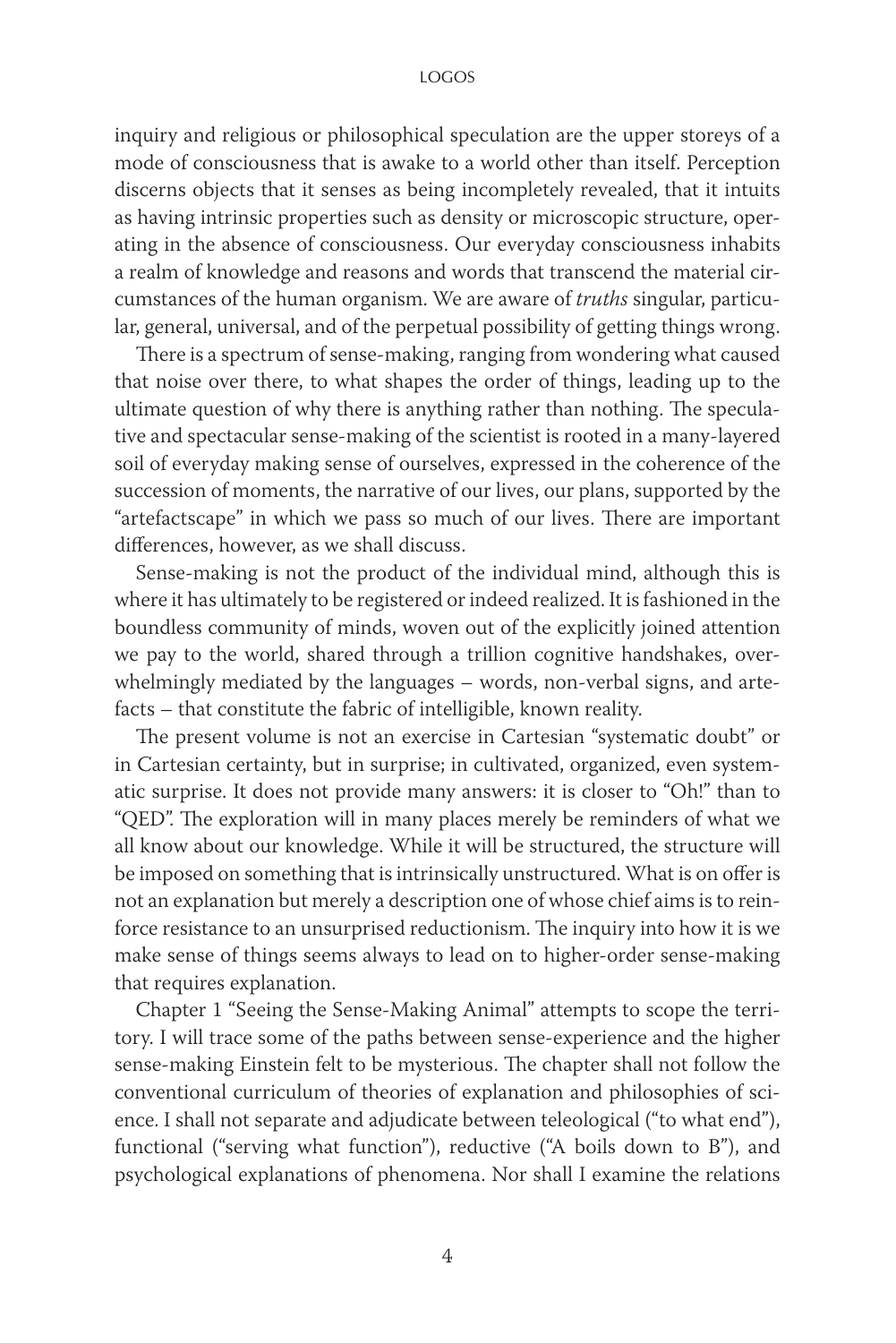inquiry and religious or philosophical speculation are the upper storeys of a mode of consciousness that is awake to a world other than itself. Perception discerns objects that it senses as being incompletely revealed, that it intuits as having intrinsic properties such as density or microscopic structure, operating in the absence of consciousness. Our everyday consciousness inhabits a realm of knowledge and reasons and words that transcend the material circumstances of the human organism. We are aware of *truths* singular, particular, general, universal, and of the perpetual possibility of getting things wrong.

There is a spectrum of sense-making, ranging from wondering what caused that noise over there, to what shapes the order of things, leading up to the ultimate question of why there is anything rather than nothing. The speculative and spectacular sense-making of the scientist is rooted in a many-layered soil of everyday making sense of ourselves, expressed in the coherence of the succession of moments, the narrative of our lives, our plans, supported by the "artefactscape" in which we pass so much of our lives. There are important differences, however, as we shall discuss.

Sense-making is not the product of the individual mind, although this is where it has ultimately to be registered or indeed realized. It is fashioned in the boundless community of minds, woven out of the explicitly joined attention we pay to the world, shared through a trillion cognitive handshakes, overwhelmingly mediated by the languages – words, non-verbal signs, and artefacts – that constitute the fabric of intelligible, known reality.

The present volume is not an exercise in Cartesian "systematic doubt" or in Cartesian certainty, but in surprise; in cultivated, organized, even systematic surprise. It does not provide many answers: it is closer to "Oh!" than to "QED". The exploration will in many places merely be reminders of what we all know about our knowledge. While it will be structured, the structure will be imposed on something that is intrinsically unstructured. What is on offer is not an explanation but merely a description one of whose chief aims is to reinforce resistance to an unsurprised reductionism. The inquiry into how it is we make sense of things seems always to lead on to higher-order sense-making that requires explanation.

Chapter 1 "Seeing the Sense-Making Animal" attempts to scope the territory. I will trace some of the paths between sense-experience and the higher sense-making Einstein felt to be mysterious. The chapter shall not follow the conventional curriculum of theories of explanation and philosophies of science. I shall not separate and adjudicate between teleological ("to what end"), functional ("serving what function"), reductive ("A boils down to B"), and psychological explanations of phenomena. Nor shall I examine the relations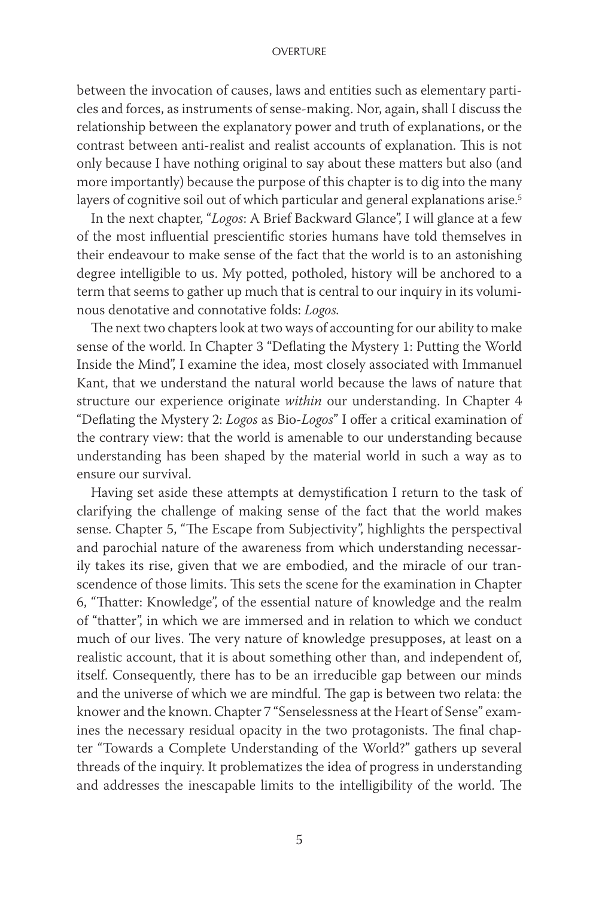between the invocation of causes, laws and entities such as elementary particles and forces, as instruments of sense-making. Nor, again, shall I discuss the relationship between the explanatory power and truth of explanations, or the contrast between anti-realist and realist accounts of explanation. This is not only because I have nothing original to say about these matters but also (and more importantly) because the purpose of this chapter is to dig into the many layers of cognitive soil out of which particular and general explanations arise.[5]

In the next chapter, "*Logos*: A Brief Backward Glance", I will glance at a few of the most influential prescientific stories humans have told themselves in their endeavour to make sense of the fact that the world is to an astonishing degree intelligible to us. My potted, potholed, history will be anchored to a term that seems to gather up much that is central to our inquiry in its voluminous denotative and connotative folds: *Logos.*

The next two chapters look at two ways of accounting for our ability to make sense of the world. In Chapter 3 "Deflating the Mystery 1: Putting the World Inside the Mind", I examine the idea, most closely associated with Immanuel Kant, that we understand the natural world because the laws of nature that structure our experience originate *within* our understanding. In Chapter 4 "Deflating the Mystery 2: *Logos* as Bio-*Logos*" I offer a critical examination of the contrary view: that the world is amenable to our understanding because understanding has been shaped by the material world in such a way as to ensure our survival.

Having set aside these attempts at demystification I return to the task of clarifying the challenge of making sense of the fact that the world makes sense. Chapter 5, "The Escape from Subjectivity", highlights the perspectival and parochial nature of the awareness from which understanding necessarily takes its rise, given that we are embodied, and the miracle of our transcendence of those limits. This sets the scene for the examination in Chapter 6, "Thatter: Knowledge", of the essential nature of knowledge and the realm of "thatter", in which we are immersed and in relation to which we conduct much of our lives. The very nature of knowledge presupposes, at least on a realistic account, that it is about something other than, and independent of, itself. Consequently, there has to be an irreducible gap between our minds and the universe of which we are mindful. The gap is between two relata: the knower and the known. Chapter 7 "Senselessness at the Heart of Sense" examines the necessary residual opacity in the two protagonists. The final chapter "Towards a Complete Understanding of the World?" gathers up several threads of the inquiry. It problematizes the idea of progress in understanding and addresses the inescapable limits to the intelligibility of the world. The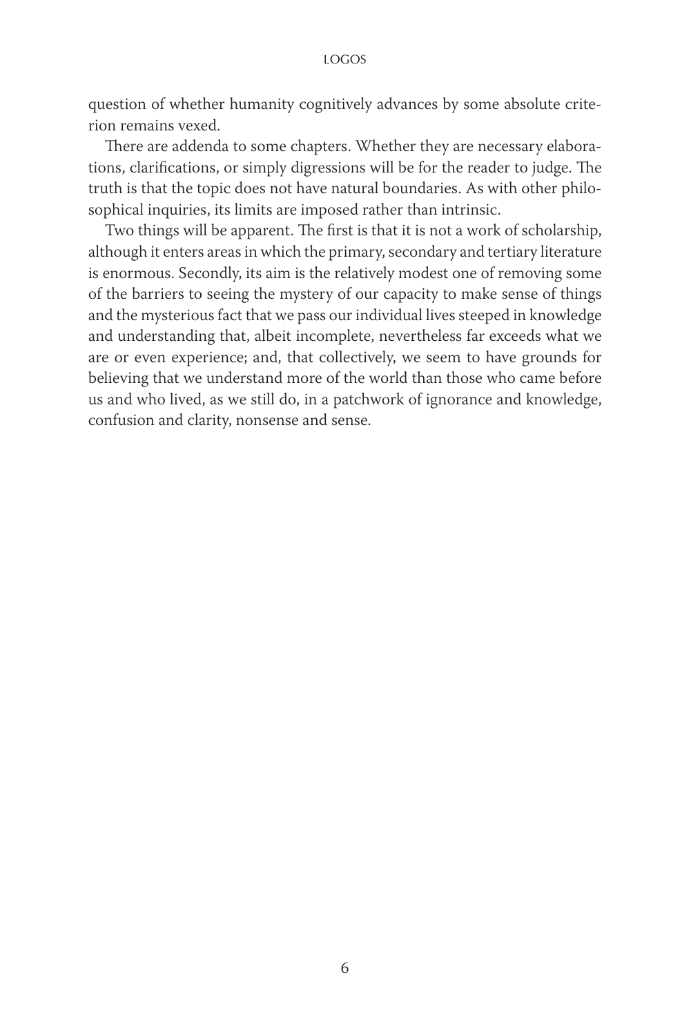question of whether humanity cognitively advances by some absolute criterion remains vexed.

There are addenda to some chapters. Whether they are necessary elaborations, clarifications, or simply digressions will be for the reader to judge. The truth is that the topic does not have natural boundaries. As with other philosophical inquiries, its limits are imposed rather than intrinsic.

Two things will be apparent. The first is that it is not a work of scholarship, although it enters areas in which the primary, secondary and tertiary literature is enormous. Secondly, its aim is the relatively modest one of removing some of the barriers to seeing the mystery of our capacity to make sense of things and the mysterious fact that we pass our individual lives steeped in knowledge and understanding that, albeit incomplete, nevertheless far exceeds what we are or even experience; and, that collectively, we seem to have grounds for believing that we understand more of the world than those who came before us and who lived, as we still do, in a patchwork of ignorance and knowledge, confusion and clarity, nonsense and sense.